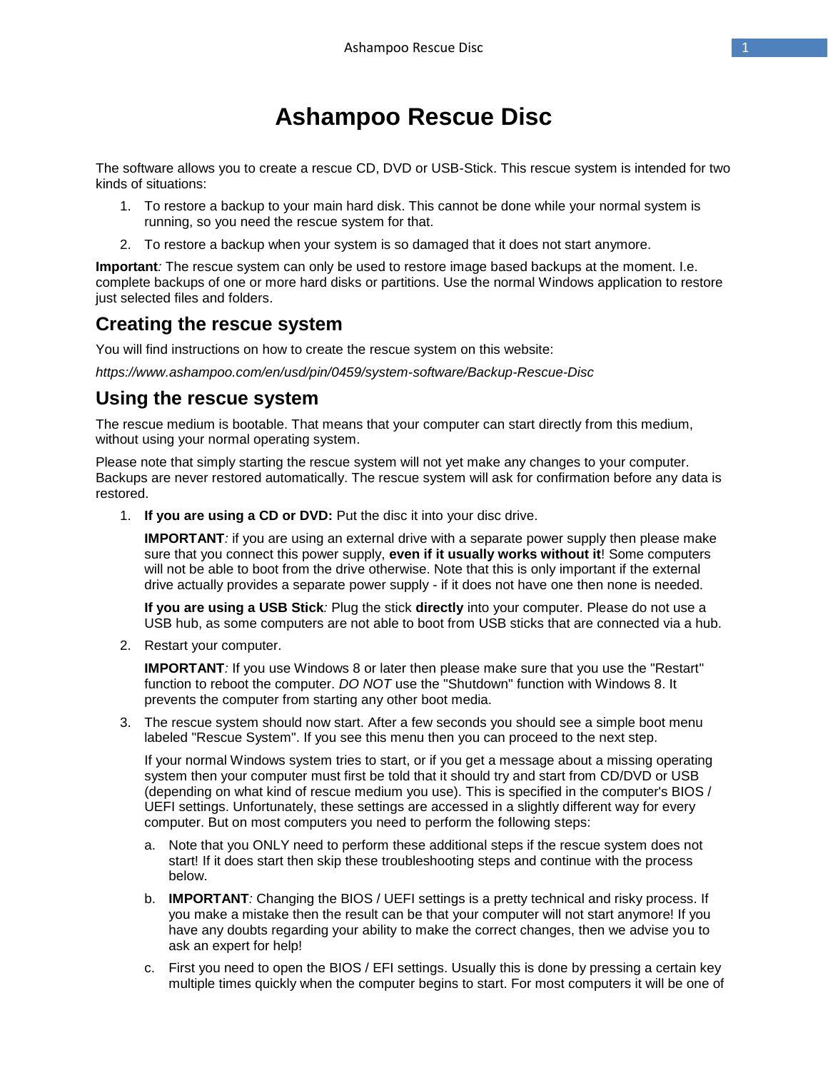# Ashampoo Rescue Disc

The software allows you to create a rescue CD, DVD or USB-Stick. This rescue system is intended for two kinds of situations:

1. To restore a backup to your main hard disk. This cannot be done while your normal system is running, so you need the rescue system for that.
2. To restore a backup when your system is so damaged that it does not start anymore.

**Important***:* The rescue system can only be used to restore image based backups at the moment. I.e. complete backups of one or more hard disks or partitions. Use the normal Windows application to restore just selected files and folders.

## Creating the rescue system

You will find instructions on how to create the rescue system on this website:

*https://www.ashampoo.com/en/usd/pin/0459/system-software/Backup-Rescue-Disc*

## Using the rescue system

The rescue medium is bootable. That means that your computer can start directly from this medium, without using your normal operating system.

Please note that simply starting the rescue system will not yet make any changes to your computer. Backups are never restored automatically. The rescue system will ask for confirmation before any data is restored.

1. **If you are using a CD or DVD:** Put the disc it into your disc drive.

   **IMPORTANT***:* if you are using an external drive with a separate power supply then please make sure that you connect this power supply, **even if it usually works without it**! Some computers will not be able to boot from the drive otherwise. Note that this is only important if the external drive actually provides a separate power supply - if it does not have one then none is needed.

   **If you are using a USB Stick***:* Plug the stick **directly** into your computer. Please do not use a USB hub, as some computers are not able to boot from USB sticks that are connected via a hub.

2. Restart your computer.

   **IMPORTANT***:* If you use Windows 8 or later then please make sure that you use the "Restart" function to reboot the computer. *DO NOT* use the "Shutdown" function with Windows 8. It prevents the computer from starting any other boot media.

3. The rescue system should now start. After a few seconds you should see a simple boot menu labeled "Rescue System". If you see this menu then you can proceed to the next step.

   If your normal Windows system tries to start, or if you get a message about a missing operating system then your computer must first be told that it should try and start from CD/DVD or USB (depending on what kind of rescue medium you use). This is specified in the computer's BIOS / UEFI settings. Unfortunately, these settings are accessed in a slightly different way for every computer. But on most computers you need to perform the following steps:

   a. Note that you ONLY need to perform these additional steps if the rescue system does not start! If it does start then skip these troubleshooting steps and continue with the process below.

   b. **IMPORTANT***:* Changing the BIOS / UEFI settings is a pretty technical and risky process. If you make a mistake then the result can be that your computer will not start anymore! If you have any doubts regarding your ability to make the correct changes, then we advise you to ask an expert for help!

   c. First you need to open the BIOS / EFI settings. Usually this is done by pressing a certain key multiple times quickly when the computer begins to start. For most computers it will be one of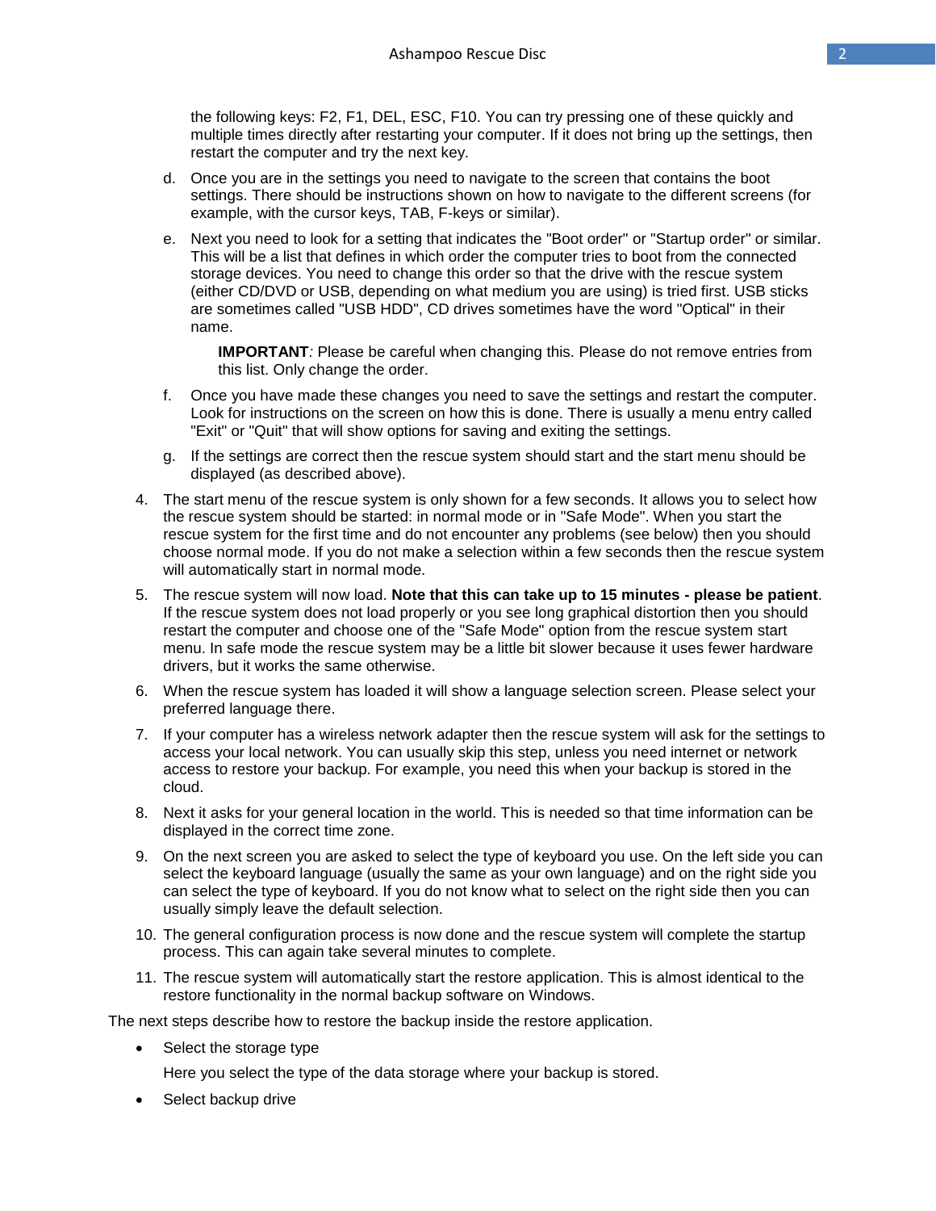the following keys: F2, F1, DEL, ESC, F10. You can try pressing one of these quickly and multiple times directly after restarting your computer. If it does not bring up the settings, then restart the computer and try the next key.

   d. Once you are in the settings you need to navigate to the screen that contains the boot settings. There should be instructions shown on how to navigate to the different screens (for example, with the cursor keys, TAB, F-keys or similar).

   e. Next you need to look for a setting that indicates the "Boot order" or "Startup order" or similar. This will be a list that defines in which order the computer tries to boot from the connected storage devices. You need to change this order so that the drive with the rescue system (either CD/DVD or USB, depending on what medium you are using) is tried first. USB sticks are sometimes called "USB HDD", CD drives sometimes have the word "Optical" in their name.

      **IMPORTANT***:* Please be careful when changing this. Please do not remove entries from this list. Only change the order.

   f. Once you have made these changes you need to save the settings and restart the computer. Look for instructions on the screen on how this is done. There is usually a menu entry called "Exit" or "Quit" that will show options for saving and exiting the settings.

   g. If the settings are correct then the rescue system should start and the start menu should be displayed (as described above).

4. The start menu of the rescue system is only shown for a few seconds. It allows you to select how the rescue system should be started: in normal mode or in "Safe Mode". When you start the rescue system for the first time and do not encounter any problems (see below) then you should choose normal mode. If you do not make a selection within a few seconds then the rescue system will automatically start in normal mode.
5. The rescue system will now load. **Note that this can take up to 15 minutes - please be patient**. If the rescue system does not load properly or you see long graphical distortion then you should restart the computer and choose one of the "Safe Mode" option from the rescue system start menu. In safe mode the rescue system may be a little bit slower because it uses fewer hardware drivers, but it works the same otherwise.
6. When the rescue system has loaded it will show a language selection screen. Please select your preferred language there.
7. If your computer has a wireless network adapter then the rescue system will ask for the settings to access your local network. You can usually skip this step, unless you need internet or network access to restore your backup. For example, you need this when your backup is stored in the cloud.
8. Next it asks for your general location in the world. This is needed so that time information can be displayed in the correct time zone.
9. On the next screen you are asked to select the type of keyboard you use. On the left side you can select the keyboard language (usually the same as your own language) and on the right side you can select the type of keyboard. If you do not know what to select on the right side then you can usually simply leave the default selection.
10. The general configuration process is now done and the rescue system will complete the startup process. This can again take several minutes to complete.
11. The rescue system will automatically start the restore application. This is almost identical to the restore functionality in the normal backup software on Windows.

The next steps describe how to restore the backup inside the restore application.

- Select the storage type

  Here you select the type of the data storage where your backup is stored.

- Select backup drive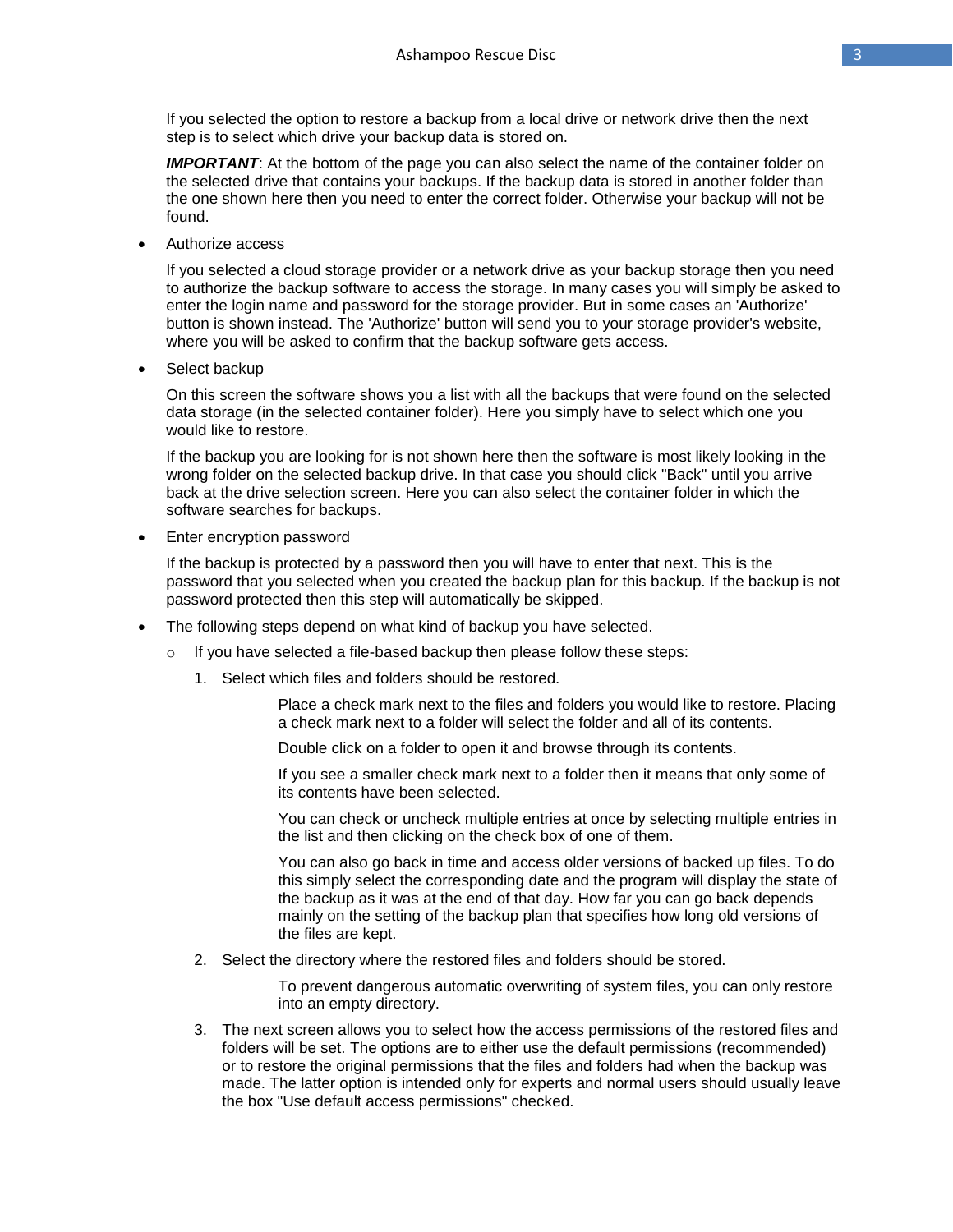If you selected the option to restore a backup from a local drive or network drive then the next step is to select which drive your backup data is stored on.

***IMPORTANT***: At the bottom of the page you can also select the name of the container folder on the selected drive that contains your backups. If the backup data is stored in another folder than the one shown here then you need to enter the correct folder. Otherwise your backup will not be found.

- Authorize access

  If you selected a cloud storage provider or a network drive as your backup storage then you need to authorize the backup software to access the storage. In many cases you will simply be asked to enter the login name and password for the storage provider. But in some cases an 'Authorize' button is shown instead. The 'Authorize' button will send you to your storage provider's website, where you will be asked to confirm that the backup software gets access.

- Select backup

  On this screen the software shows you a list with all the backups that were found on the selected data storage (in the selected container folder). Here you simply have to select which one you would like to restore.

  If the backup you are looking for is not shown here then the software is most likely looking in the wrong folder on the selected backup drive. In that case you should click "Back" until you arrive back at the drive selection screen. Here you can also select the container folder in which the software searches for backups.

- Enter encryption password

  If the backup is protected by a password then you will have to enter that next. This is the password that you selected when you created the backup plan for this backup. If the backup is not password protected then this step will automatically be skipped.

- The following steps depend on what kind of backup you have selected.
  - If you have selected a file-based backup then please follow these steps:
    1. Select which files and folders should be restored.

       Place a check mark next to the files and folders you would like to restore. Placing a check mark next to a folder will select the folder and all of its contents.

       Double click on a folder to open it and browse through its contents.

       If you see a smaller check mark next to a folder then it means that only some of its contents have been selected.

       You can check or uncheck multiple entries at once by selecting multiple entries in the list and then clicking on the check box of one of them.

       You can also go back in time and access older versions of backed up files. To do this simply select the corresponding date and the program will display the state of the backup as it was at the end of that day. How far you can go back depends mainly on the setting of the backup plan that specifies how long old versions of the files are kept.

    2. Select the directory where the restored files and folders should be stored.

       To prevent dangerous automatic overwriting of system files, you can only restore into an empty directory.

    3. The next screen allows you to select how the access permissions of the restored files and folders will be set. The options are to either use the default permissions (recommended) or to restore the original permissions that the files and folders had when the backup was made. The latter option is intended only for experts and normal users should usually leave the box "Use default access permissions" checked.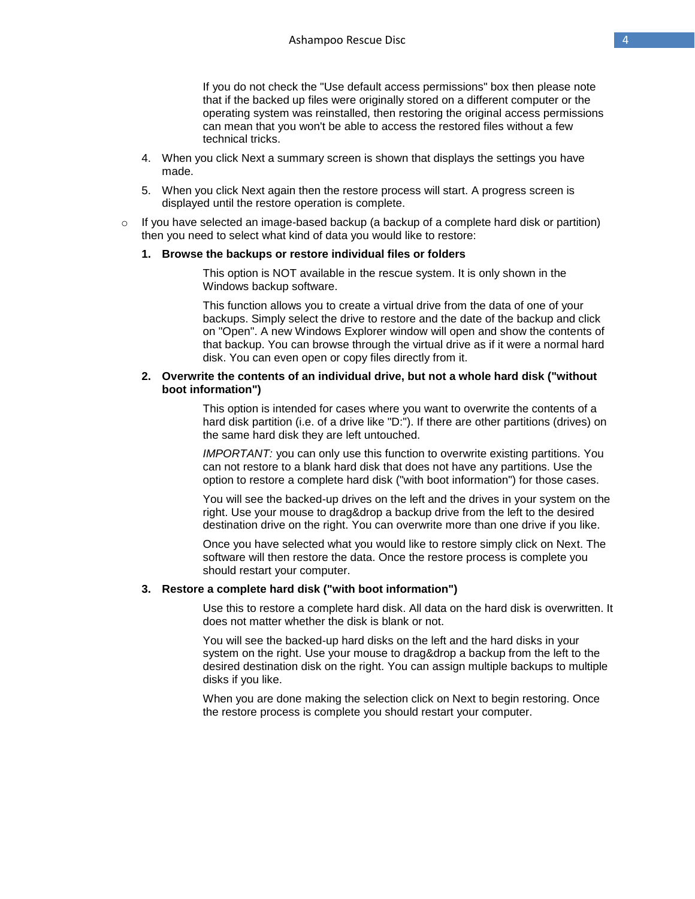If you do not check the "Use default access permissions" box then please note that if the backed up files were originally stored on a different computer or the operating system was reinstalled, then restoring the original access permissions can mean that you won't be able to access the restored files without a few technical tricks.

4. When you click Next a summary screen is shown that displays the settings you have made.
5. When you click Next again then the restore process will start. A progress screen is displayed until the restore operation is complete.

- If you have selected an image-based backup (a backup of a complete hard disk or partition) then you need to select what kind of data you would like to restore:

  1. **Browse the backups or restore individual files or folders**

     This option is NOT available in the rescue system. It is only shown in the Windows backup software.

     This function allows you to create a virtual drive from the data of one of your backups. Simply select the drive to restore and the date of the backup and click on "Open". A new Windows Explorer window will open and show the contents of that backup. You can browse through the virtual drive as if it were a normal hard disk. You can even open or copy files directly from it.

  2. **Overwrite the contents of an individual drive, but not a whole hard disk ("without boot information")**

     This option is intended for cases where you want to overwrite the contents of a hard disk partition (i.e. of a drive like "D:"). If there are other partitions (drives) on the same hard disk they are left untouched.

     *IMPORTANT:* you can only use this function to overwrite existing partitions. You can not restore to a blank hard disk that does not have any partitions. Use the option to restore a complete hard disk ("with boot information") for those cases.

     You will see the backed-up drives on the left and the drives in your system on the right. Use your mouse to drag&drop a backup drive from the left to the desired destination drive on the right. You can overwrite more than one drive if you like.

     Once you have selected what you would like to restore simply click on Next. The software will then restore the data. Once the restore process is complete you should restart your computer.

  3. **Restore a complete hard disk ("with boot information")**

     Use this to restore a complete hard disk. All data on the hard disk is overwritten. It does not matter whether the disk is blank or not.

     You will see the backed-up hard disks on the left and the hard disks in your system on the right. Use your mouse to drag&drop a backup from the left to the desired destination disk on the right. You can assign multiple backups to multiple disks if you like.

     When you are done making the selection click on Next to begin restoring. Once the restore process is complete you should restart your computer.